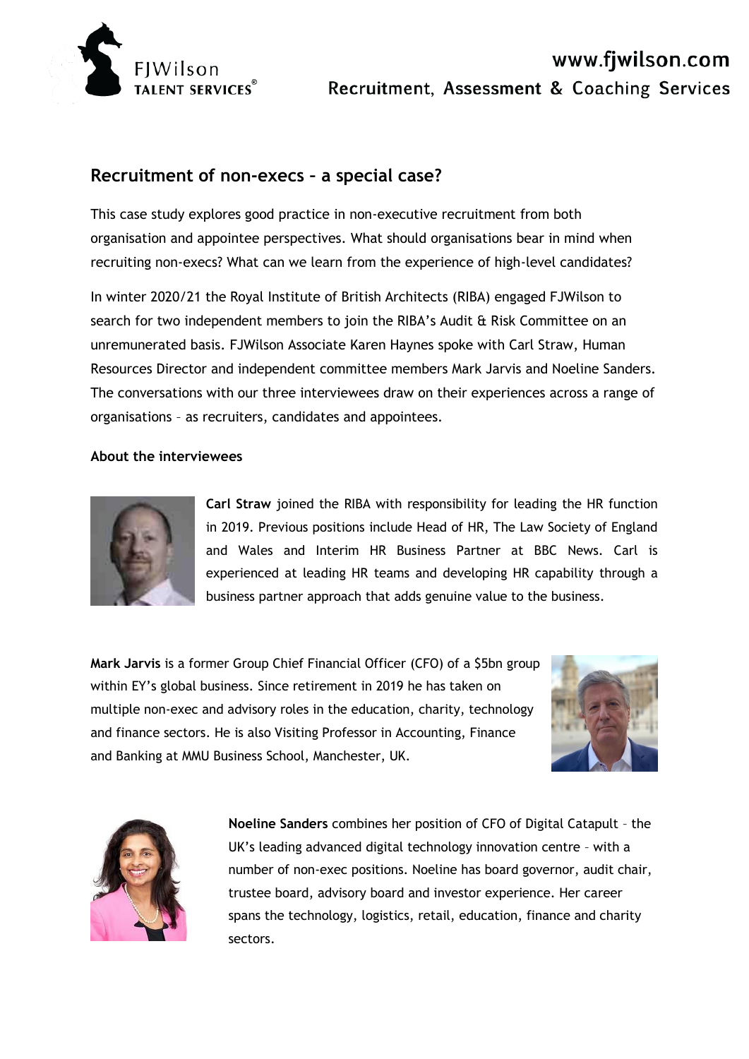FJWilson TALENT SERVICES®

www.fjwilson.com
Recruitment, Assessment & Coaching Services

## Recruitment of non-execs – a special case?

This case study explores good practice in non-executive recruitment from both organisation and appointee perspectives. What should organisations bear in mind when recruiting non-execs? What can we learn from the experience of high-level candidates?

In winter 2020/21 the Royal Institute of British Architects (RIBA) engaged FJWilson to search for two independent members to join the RIBA's Audit & Risk Committee on an unremunerated basis. FJWilson Associate Karen Haynes spoke with Carl Straw, Human Resources Director and independent committee members Mark Jarvis and Noeline Sanders. The conversations with our three interviewees draw on their experiences across a range of organisations – as recruiters, candidates and appointees.

### About the interviewees

**Carl Straw** joined the RIBA with responsibility for leading the HR function in 2019. Previous positions include Head of HR, The Law Society of England and Wales and Interim HR Business Partner at BBC News. Carl is experienced at leading HR teams and developing HR capability through a business partner approach that adds genuine value to the business.

**Mark Jarvis** is a former Group Chief Financial Officer (CFO) of a $5bn group within EY's global business. Since retirement in 2019 he has taken on multiple non-exec and advisory roles in the education, charity, technology and finance sectors. He is also Visiting Professor in Accounting, Finance and Banking at MMU Business School, Manchester, UK.

**Noeline Sanders** combines her position of CFO of Digital Catapult – the UK's leading advanced digital technology innovation centre – with a number of non-exec positions. Noeline has board governor, audit chair, trustee board, advisory board and investor experience. Her career spans the technology, logistics, retail, education, finance and charity sectors.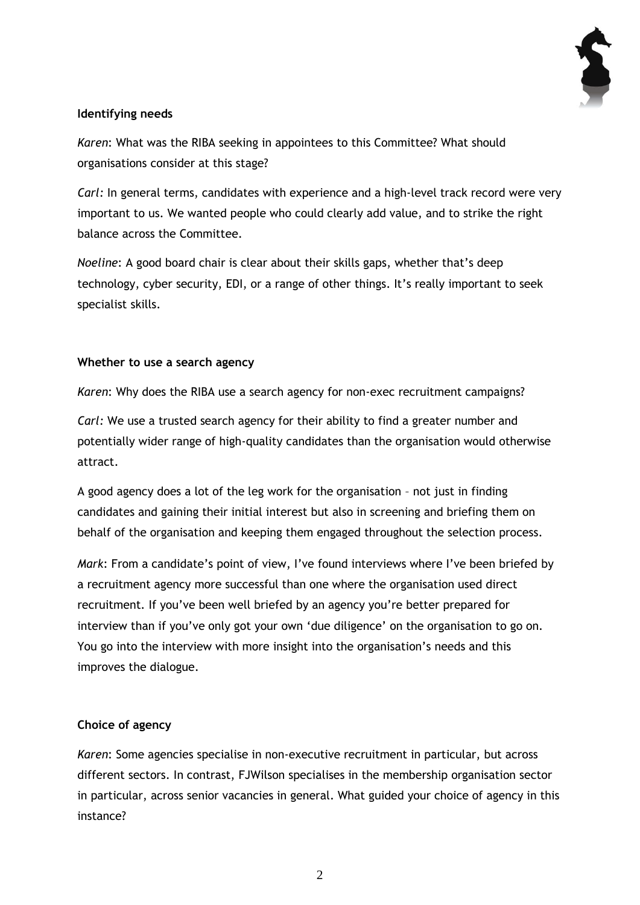**Identifying needs**

*Karen*: What was the RIBA seeking in appointees to this Committee? What should organisations consider at this stage?

*Carl:* In general terms, candidates with experience and a high-level track record were very important to us. We wanted people who could clearly add value, and to strike the right balance across the Committee.

*Noeline*: A good board chair is clear about their skills gaps, whether that's deep technology, cyber security, EDI, or a range of other things. It's really important to seek specialist skills.

**Whether to use a search agency**

*Karen*: Why does the RIBA use a search agency for non-exec recruitment campaigns?

*Carl:* We use a trusted search agency for their ability to find a greater number and potentially wider range of high-quality candidates than the organisation would otherwise attract.

A good agency does a lot of the leg work for the organisation – not just in finding candidates and gaining their initial interest but also in screening and briefing them on behalf of the organisation and keeping them engaged throughout the selection process.

*Mark*: From a candidate's point of view, I've found interviews where I've been briefed by a recruitment agency more successful than one where the organisation used direct recruitment. If you've been well briefed by an agency you're better prepared for interview than if you've only got your own 'due diligence' on the organisation to go on. You go into the interview with more insight into the organisation's needs and this improves the dialogue.

**Choice of agency**

*Karen*: Some agencies specialise in non-executive recruitment in particular, but across different sectors. In contrast, FJWilson specialises in the membership organisation sector in particular, across senior vacancies in general. What guided your choice of agency in this instance?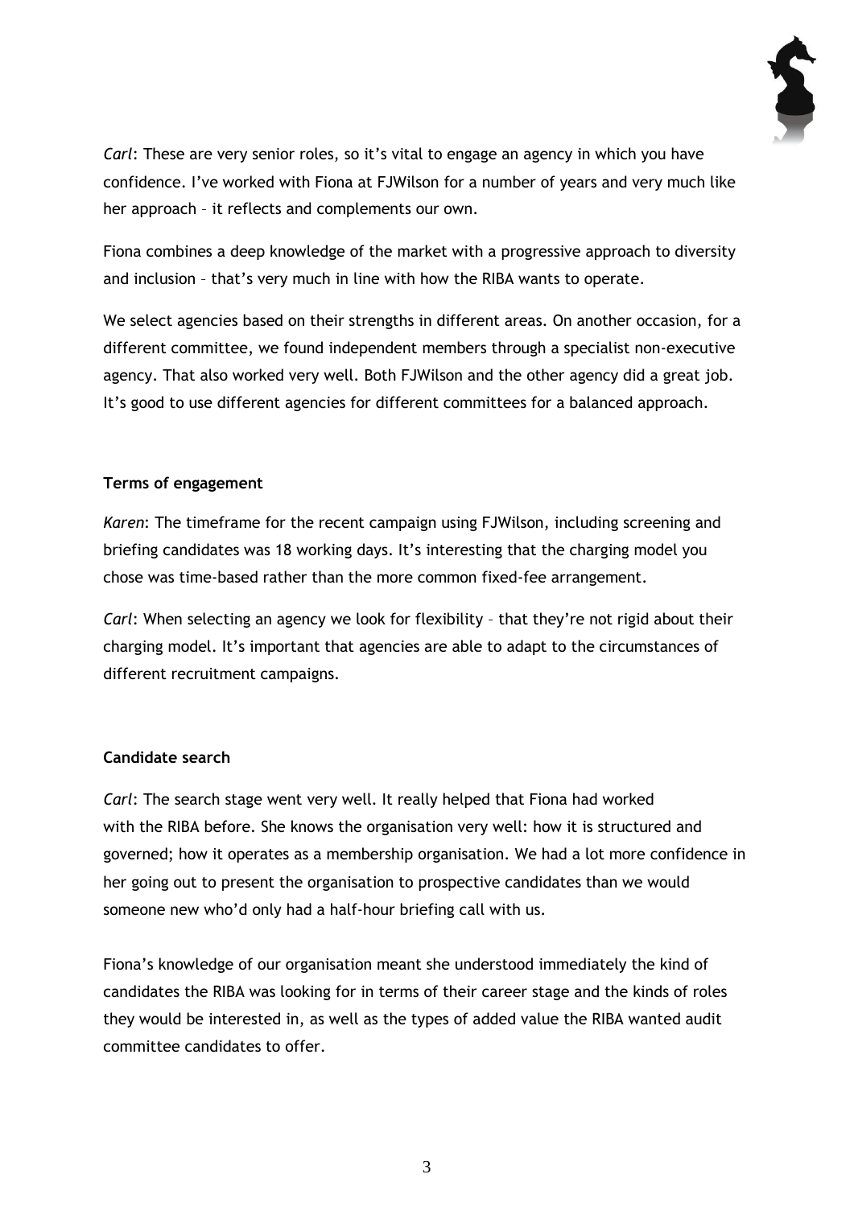*Carl*: These are very senior roles, so it's vital to engage an agency in which you have confidence. I've worked with Fiona at FJWilson for a number of years and very much like her approach – it reflects and complements our own.

Fiona combines a deep knowledge of the market with a progressive approach to diversity and inclusion – that's very much in line with how the RIBA wants to operate.

We select agencies based on their strengths in different areas. On another occasion, for a different committee, we found independent members through a specialist non-executive agency. That also worked very well. Both FJWilson and the other agency did a great job. It's good to use different agencies for different committees for a balanced approach.

**Terms of engagement**

*Karen*: The timeframe for the recent campaign using FJWilson, including screening and briefing candidates was 18 working days. It's interesting that the charging model you chose was time-based rather than the more common fixed-fee arrangement.

*Carl*: When selecting an agency we look for flexibility – that they're not rigid about their charging model. It's important that agencies are able to adapt to the circumstances of different recruitment campaigns.

**Candidate search**

*Carl*: The search stage went very well. It really helped that Fiona had worked with the RIBA before. She knows the organisation very well: how it is structured and governed; how it operates as a membership organisation. We had a lot more confidence in her going out to present the organisation to prospective candidates than we would someone new who'd only had a half-hour briefing call with us.

Fiona's knowledge of our organisation meant she understood immediately the kind of candidates the RIBA was looking for in terms of their career stage and the kinds of roles they would be interested in, as well as the types of added value the RIBA wanted audit committee candidates to offer.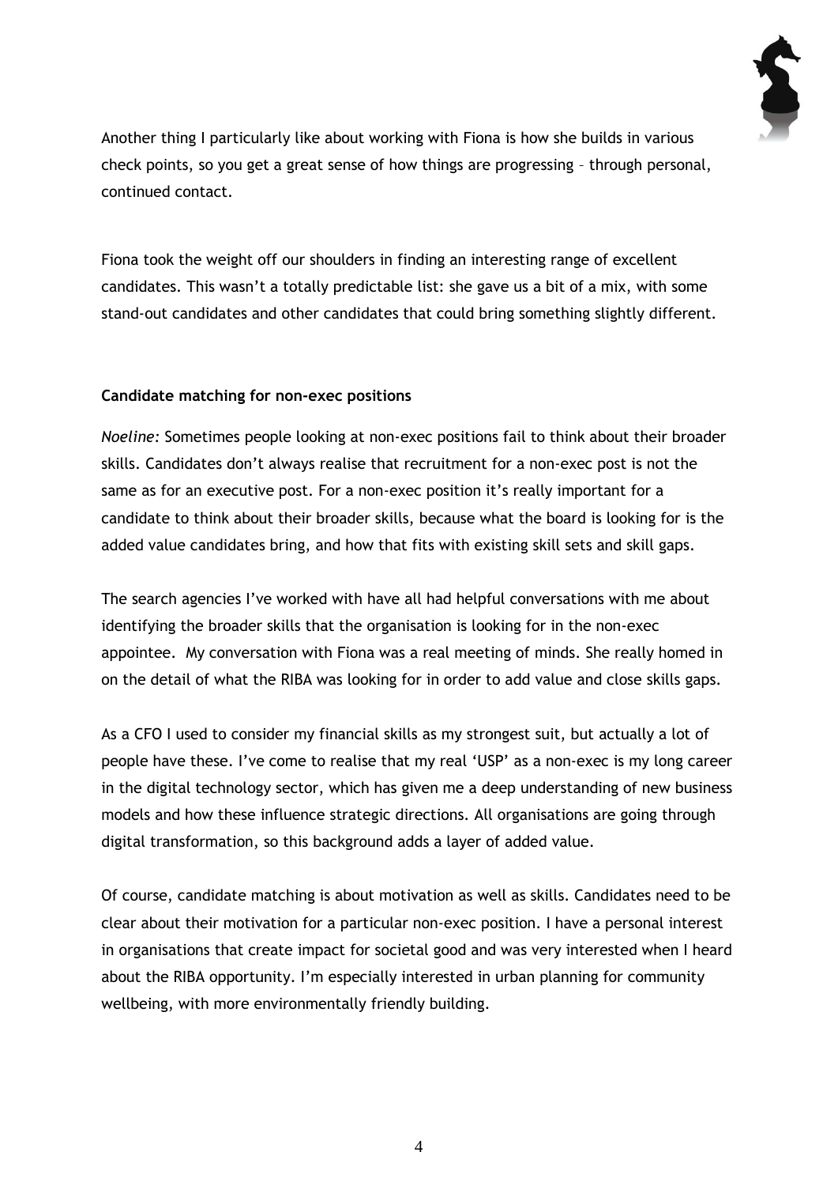Another thing I particularly like about working with Fiona is how she builds in various check points, so you get a great sense of how things are progressing – through personal, continued contact.

Fiona took the weight off our shoulders in finding an interesting range of excellent candidates. This wasn't a totally predictable list: she gave us a bit of a mix, with some stand-out candidates and other candidates that could bring something slightly different.

**Candidate matching for non-exec positions**

*Noeline:* Sometimes people looking at non-exec positions fail to think about their broader skills. Candidates don't always realise that recruitment for a non-exec post is not the same as for an executive post. For a non-exec position it's really important for a candidate to think about their broader skills, because what the board is looking for is the added value candidates bring, and how that fits with existing skill sets and skill gaps.

The search agencies I've worked with have all had helpful conversations with me about identifying the broader skills that the organisation is looking for in the non-exec appointee. My conversation with Fiona was a real meeting of minds. She really homed in on the detail of what the RIBA was looking for in order to add value and close skills gaps.

As a CFO I used to consider my financial skills as my strongest suit, but actually a lot of people have these. I've come to realise that my real 'USP' as a non-exec is my long career in the digital technology sector, which has given me a deep understanding of new business models and how these influence strategic directions. All organisations are going through digital transformation, so this background adds a layer of added value.

Of course, candidate matching is about motivation as well as skills. Candidates need to be clear about their motivation for a particular non-exec position. I have a personal interest in organisations that create impact for societal good and was very interested when I heard about the RIBA opportunity. I'm especially interested in urban planning for community wellbeing, with more environmentally friendly building.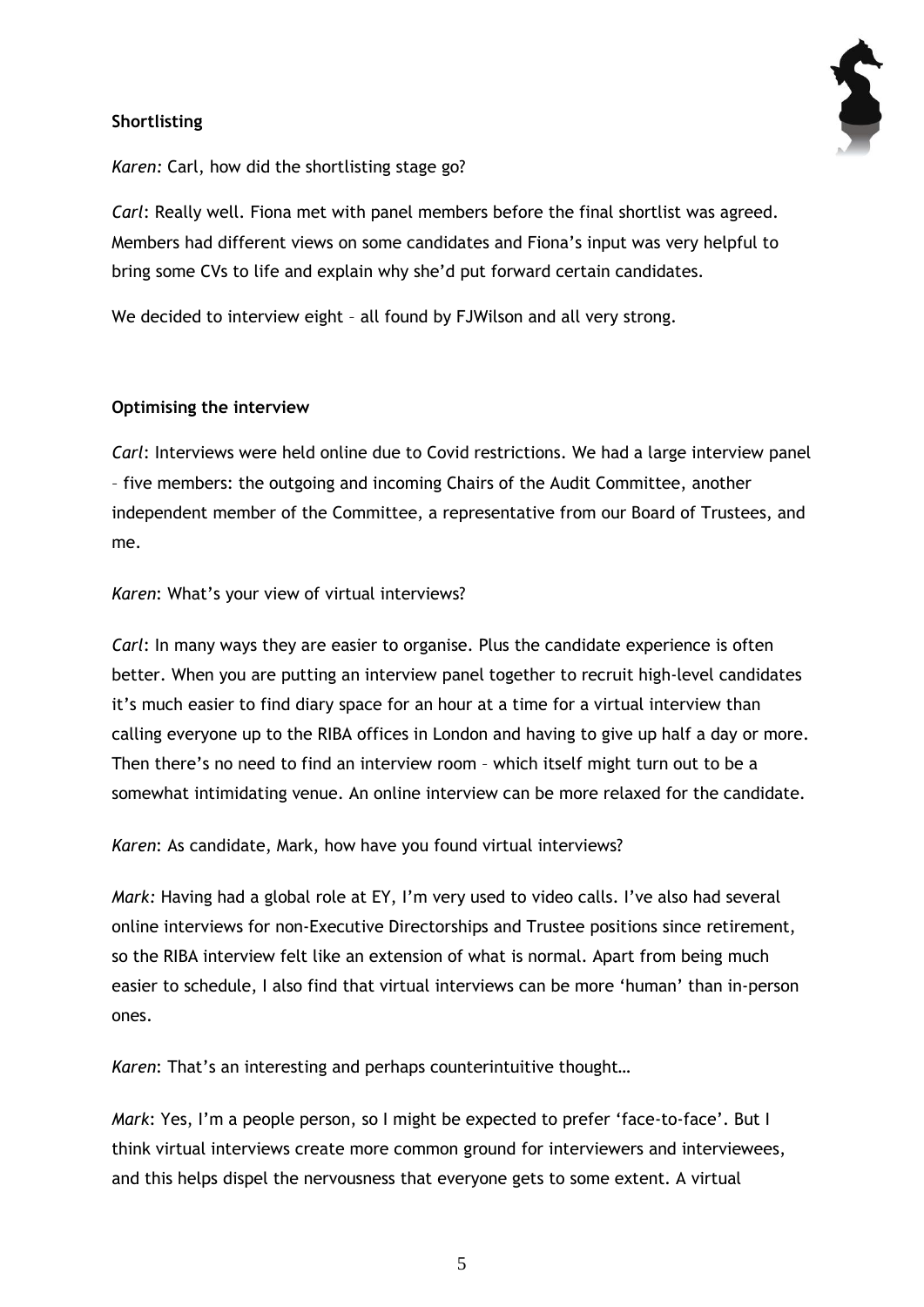**Shortlisting**

*Karen:* Carl, how did the shortlisting stage go?

*Carl*: Really well. Fiona met with panel members before the final shortlist was agreed. Members had different views on some candidates and Fiona's input was very helpful to bring some CVs to life and explain why she'd put forward certain candidates.

We decided to interview eight – all found by FJWilson and all very strong.

**Optimising the interview**

*Carl*: Interviews were held online due to Covid restrictions. We had a large interview panel – five members: the outgoing and incoming Chairs of the Audit Committee, another independent member of the Committee, a representative from our Board of Trustees, and me.

*Karen*: What's your view of virtual interviews?

*Carl*: In many ways they are easier to organise. Plus the candidate experience is often better. When you are putting an interview panel together to recruit high-level candidates it's much easier to find diary space for an hour at a time for a virtual interview than calling everyone up to the RIBA offices in London and having to give up half a day or more. Then there's no need to find an interview room – which itself might turn out to be a somewhat intimidating venue. An online interview can be more relaxed for the candidate.

*Karen*: As candidate, Mark, how have you found virtual interviews?

*Mark:* Having had a global role at EY, I'm very used to video calls. I've also had several online interviews for non-Executive Directorships and Trustee positions since retirement, so the RIBA interview felt like an extension of what is normal. Apart from being much easier to schedule, I also find that virtual interviews can be more 'human' than in-person ones.

*Karen*: That's an interesting and perhaps counterintuitive thought…

*Mark*: Yes, I'm a people person, so I might be expected to prefer 'face-to-face'. But I think virtual interviews create more common ground for interviewers and interviewees, and this helps dispel the nervousness that everyone gets to some extent. A virtual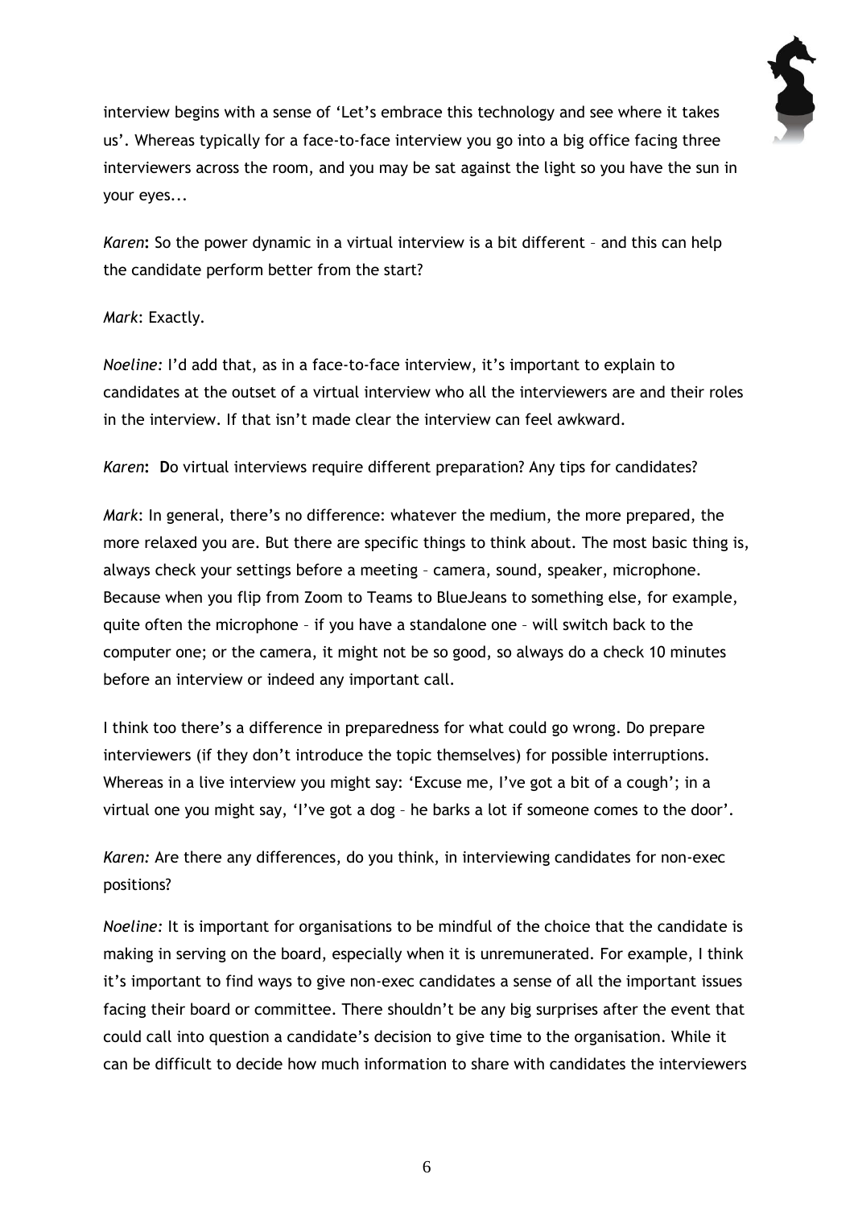interview begins with a sense of 'Let's embrace this technology and see where it takes us'. Whereas typically for a face-to-face interview you go into a big office facing three interviewers across the room, and you may be sat against the light so you have the sun in your eyes...

*Karen***:** So the power dynamic in a virtual interview is a bit different – and this can help the candidate perform better from the start?

*Mark*: Exactly.

*Noeline:* I'd add that, as in a face-to-face interview, it's important to explain to candidates at the outset of a virtual interview who all the interviewers are and their roles in the interview. If that isn't made clear the interview can feel awkward.

*Karen***: D**o virtual interviews require different preparation? Any tips for candidates?

*Mark*: In general, there's no difference: whatever the medium, the more prepared, the more relaxed you are. But there are specific things to think about. The most basic thing is, always check your settings before a meeting – camera, sound, speaker, microphone. Because when you flip from Zoom to Teams to BlueJeans to something else, for example, quite often the microphone – if you have a standalone one – will switch back to the computer one; or the camera, it might not be so good, so always do a check 10 minutes before an interview or indeed any important call.

I think too there's a difference in preparedness for what could go wrong. Do prepare interviewers (if they don't introduce the topic themselves) for possible interruptions. Whereas in a live interview you might say: 'Excuse me, I've got a bit of a cough'; in a virtual one you might say, 'I've got a dog – he barks a lot if someone comes to the door'.

*Karen:* Are there any differences, do you think, in interviewing candidates for non-exec positions?

*Noeline:* It is important for organisations to be mindful of the choice that the candidate is making in serving on the board, especially when it is unremunerated. For example, I think it's important to find ways to give non-exec candidates a sense of all the important issues facing their board or committee. There shouldn't be any big surprises after the event that could call into question a candidate's decision to give time to the organisation. While it can be difficult to decide how much information to share with candidates the interviewers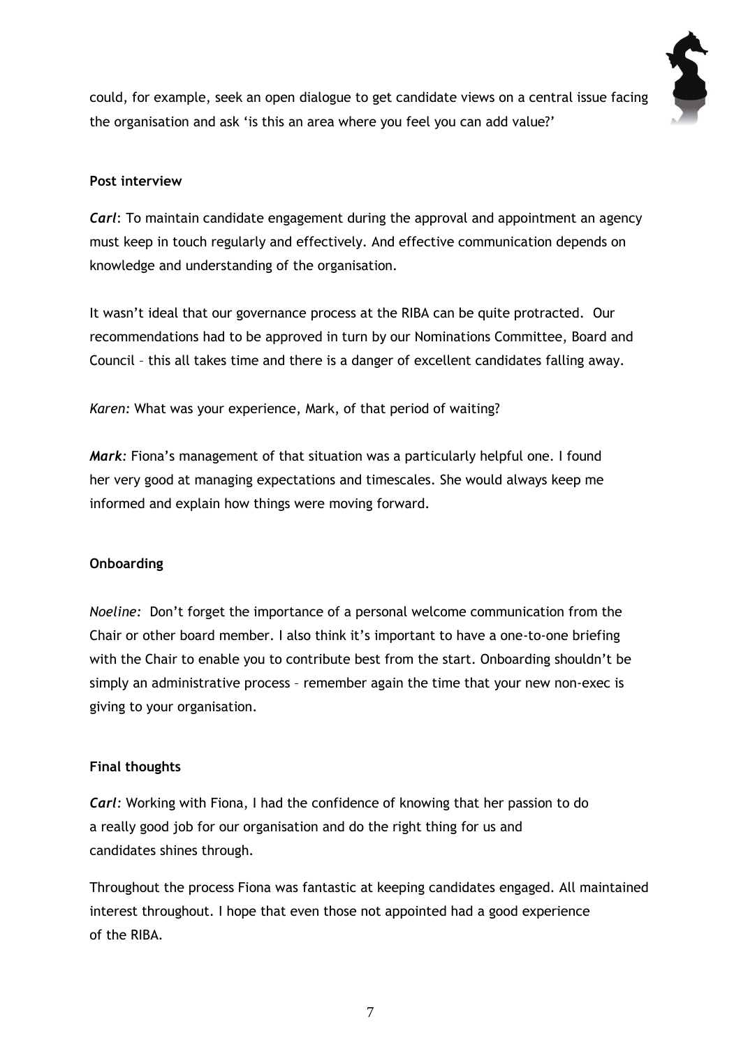could, for example, seek an open dialogue to get candidate views on a central issue facing the organisation and ask 'is this an area where you feel you can add value?'

**Post interview**

***Carl***: To maintain candidate engagement during the approval and appointment an agency must keep in touch regularly and effectively. And effective communication depends on knowledge and understanding of the organisation.

It wasn't ideal that our governance process at the RIBA can be quite protracted. Our recommendations had to be approved in turn by our Nominations Committee, Board and Council – this all takes time and there is a danger of excellent candidates falling away.

*Karen:* What was your experience, Mark, of that period of waiting?

***Mark***: Fiona's management of that situation was a particularly helpful one. I found her very good at managing expectations and timescales. She would always keep me informed and explain how things were moving forward.

**Onboarding**

*Noeline:* Don't forget the importance of a personal welcome communication from the Chair or other board member. I also think it's important to have a one-to-one briefing with the Chair to enable you to contribute best from the start. Onboarding shouldn't be simply an administrative process – remember again the time that your new non-exec is giving to your organisation.

**Final thoughts**

***Carl***: Working with Fiona, I had the confidence of knowing that her passion to do a really good job for our organisation and do the right thing for us and candidates shines through.

Throughout the process Fiona was fantastic at keeping candidates engaged. All maintained interest throughout. I hope that even those not appointed had a good experience of the RIBA.